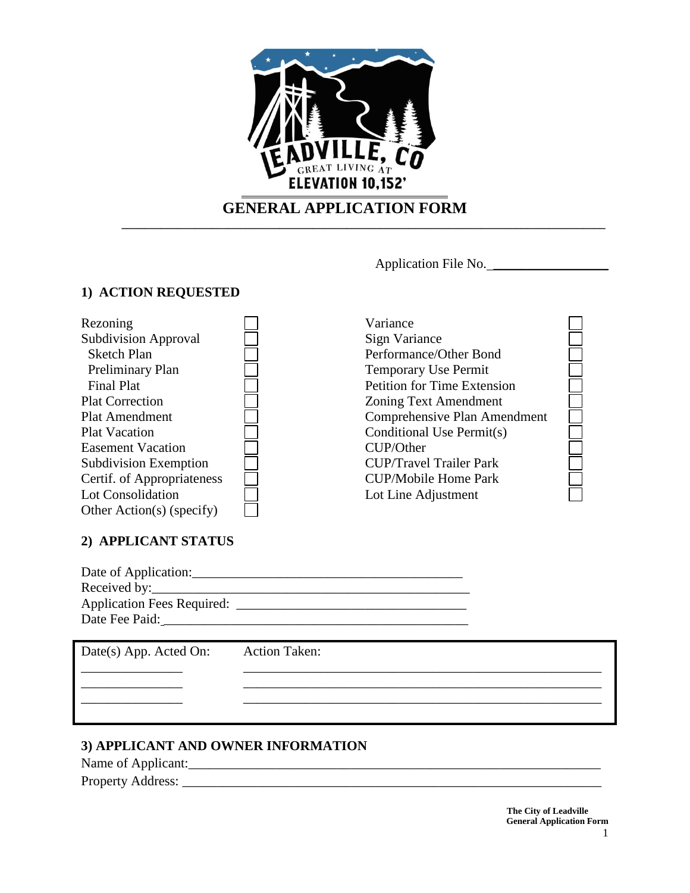# GENERAL APPLICATION FORM

Application File No. ___________________

## 1) ACTION REQUESTED

| | | | |
|---|---|---|---|
| Rezoning | ☐ | Variance | ☐ |
| Subdivision Approval | ☐ | Sign Variance | ☐ |
| Sketch Plan | ☐ | Performance/Other Bond | ☐ |
| Preliminary Plan | ☐ | Temporary Use Permit | ☐ |
| Final Plat | ☐ | Petition for Time Extension | ☐ |
| Plat Correction | ☐ | Zoning Text Amendment | ☐ |
| Plat Amendment | ☐ | Comprehensive Plan Amendment | ☐ |
| Plat Vacation | ☐ | Conditional Use Permit(s) | ☐ |
| Easement Vacation | ☐ | CUP/Other | ☐ |
| Subdivision Exemption | ☐ | CUP/Travel Trailer Park | ☐ |
| Certif. of Appropriateness | ☐ | CUP/Mobile Home Park | ☐ |
| Lot Consolidation | ☐ | Lot Line Adjustment | ☐ |
| Other Action(s) (specify) | ☐ | | |

## 2) APPLICANT STATUS

Date of Application:_________________________________________

Received by:_________________________________________________

Application Fees Required: ___________________________________

Date Fee Paid:_______________________________________________

| Date(s) App. Acted On: | Action Taken: |
|---|---|
| _______________ | ______________________________________________________ |
| _______________ | ______________________________________________________ |
| _______________ | ______________________________________________________ |

## 3) APPLICANT AND OWNER INFORMATION

Name of Applicant:_____________________________________________________________

Property Address: _____________________________________________________________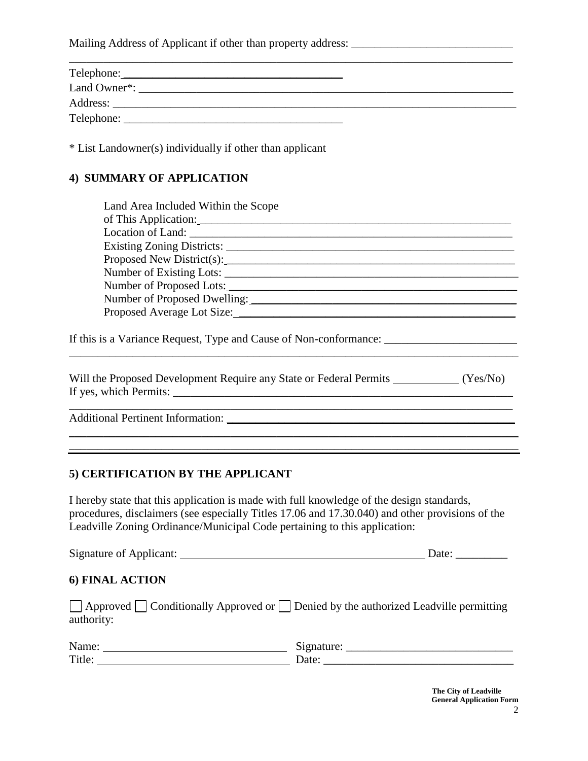Mailing Address of Applicant if other than property address: ___________________________

_______________________________________________________________________________

Telephone: ______________________________________

Land Owner*: ____________________________________________________________

Address: _______________________________________________________________

Telephone: ______________________________________

\* List Landowner(s) individually if other than applicant

## 4) SUMMARY OF APPLICATION

Land Area Included Within the Scope of This Application: ____________________________________________

Location of Land: ____________________________________________

Existing Zoning Districts: ____________________________________________

Proposed New District(s): ____________________________________________

Number of Existing Lots: ____________________________________________

Number of Proposed Lots: ____________________________________________

Number of Proposed Dwelling: ____________________________________________

Proposed Average Lot Size: ____________________________________________

If this is a Variance Request, Type and Cause of Non-conformance: _______________________

_______________________________________________________________________________

Will the Proposed Development Require any State or Federal Permits ___________ (Yes/No)

If yes, which Permits: ____________________________________________________________

_______________________________________________________________________________

Additional Pertinent Information: ____________________________________________

_______________________________________________________________________________

_______________________________________________________________________________

## 5) CERTIFICATION BY THE APPLICANT

I hereby state that this application is made with full knowledge of the design standards, procedures, disclaimers (see especially Titles 17.06 and 17.30.040) and other provisions of the Leadville Zoning Ordinance/Municipal Code pertaining to this application:

Signature of Applicant: ________________________________________ Date: _________

## 6) FINAL ACTION

☐ Approved ☐ Conditionally Approved or ☐ Denied by the authorized Leadville permitting authority:

Name: ________________________________ Signature: ____________________________

Title: ________________________________ Date: ________________________________

**The City of Leadville**
**General Application Form**